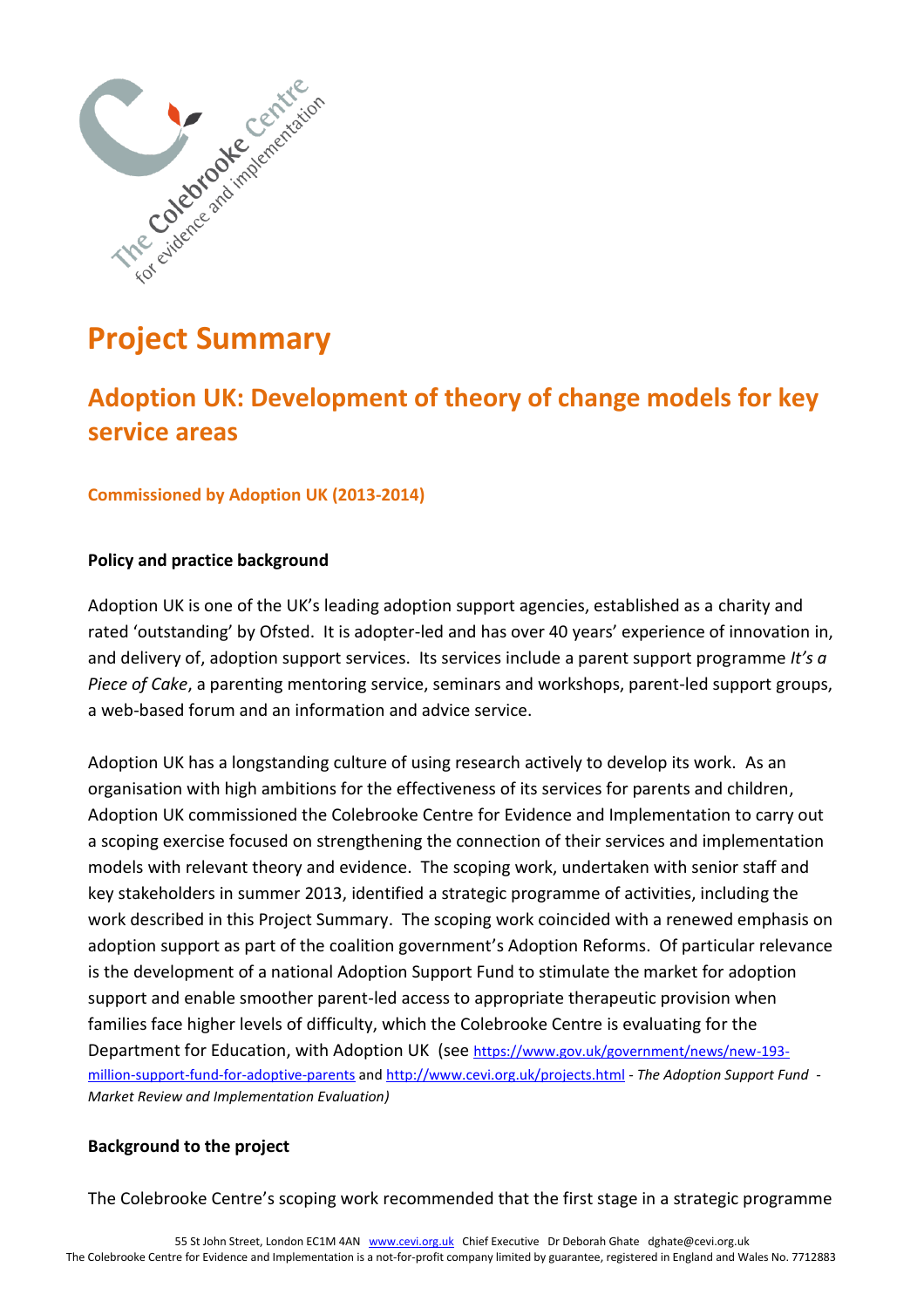# Project Summary

## Adoption UK: Development of theory of change models for key service areas

**Commissioned by Adoption UK (2013-2014)**

**Policy and practice background**

Adoption UK is one of the UK's leading adoption support agencies, established as a charity and rated 'outstanding' by Ofsted. It is adopter-led and has over 40 years' experience of innovation in, and delivery of, adoption support services. Its services include a parent support programme *It's a Piece of Cake*, a parenting mentoring service, seminars and workshops, parent-led support groups, a web-based forum and an information and advice service.

Adoption UK has a longstanding culture of using research actively to develop its work. As an organisation with high ambitions for the effectiveness of its services for parents and children, Adoption UK commissioned the Colebrooke Centre for Evidence and Implementation to carry out a scoping exercise focused on strengthening the connection of their services and implementation models with relevant theory and evidence. The scoping work, undertaken with senior staff and key stakeholders in summer 2013, identified a strategic programme of activities, including the work described in this Project Summary. The scoping work coincided with a renewed emphasis on adoption support as part of the coalition government's Adoption Reforms. Of particular relevance is the development of a national Adoption Support Fund to stimulate the market for adoption support and enable smoother parent-led access to appropriate therapeutic provision when families face higher levels of difficulty, which the Colebrooke Centre is evaluating for the Department for Education, with Adoption UK (see https://www.gov.uk/government/news/new-193-million-support-fund-for-adoptive-parents and http://www.cevi.org.uk/projects.html - *The Adoption Support Fund - Market Review and Implementation Evaluation)*

**Background to the project**

The Colebrooke Centre's scoping work recommended that the first stage in a strategic programme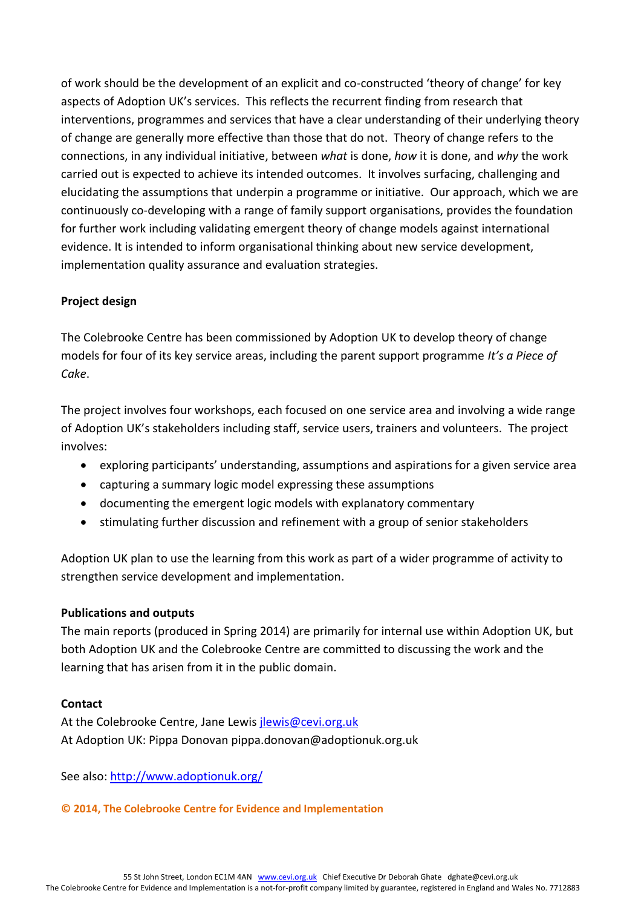of work should be the development of an explicit and co-constructed 'theory of change' for key aspects of Adoption UK's services. This reflects the recurrent finding from research that interventions, programmes and services that have a clear understanding of their underlying theory of change are generally more effective than those that do not. Theory of change refers to the connections, in any individual initiative, between *what* is done, *how* it is done, and *why* the work carried out is expected to achieve its intended outcomes. It involves surfacing, challenging and elucidating the assumptions that underpin a programme or initiative. Our approach, which we are continuously co-developing with a range of family support organisations, provides the foundation for further work including validating emergent theory of change models against international evidence. It is intended to inform organisational thinking about new service development, implementation quality assurance and evaluation strategies.

**Project design**

The Colebrooke Centre has been commissioned by Adoption UK to develop theory of change models for four of its key service areas, including the parent support programme *It's a Piece of Cake*.

The project involves four workshops, each focused on one service area and involving a wide range of Adoption UK's stakeholders including staff, service users, trainers and volunteers. The project involves:

- exploring participants' understanding, assumptions and aspirations for a given service area
- capturing a summary logic model expressing these assumptions
- documenting the emergent logic models with explanatory commentary
- stimulating further discussion and refinement with a group of senior stakeholders

Adoption UK plan to use the learning from this work as part of a wider programme of activity to strengthen service development and implementation.

**Publications and outputs**

The main reports (produced in Spring 2014) are primarily for internal use within Adoption UK, but both Adoption UK and the Colebrooke Centre are committed to discussing the work and the learning that has arisen from it in the public domain.

**Contact**

At the Colebrooke Centre, Jane Lewis jlewis@cevi.org.uk
At Adoption UK: Pippa Donovan pippa.donovan@adoptionuk.org.uk

See also: http://www.adoptionuk.org/

**© 2014, The Colebrooke Centre for Evidence and Implementation**

55 St John Street, London EC1M 4AN www.cevi.org.uk Chief Executive Dr Deborah Ghate dghate@cevi.org.uk
The Colebrooke Centre for Evidence and Implementation is a not-for-profit company limited by guarantee, registered in England and Wales No. 7712883